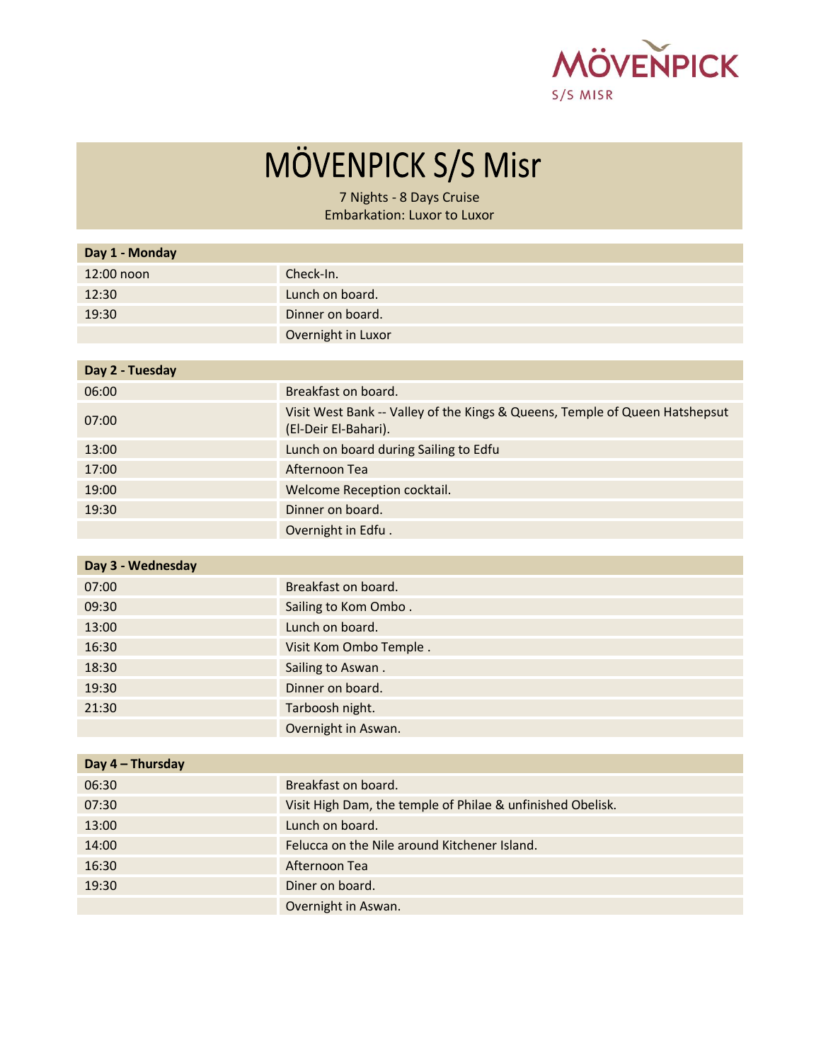MÖVENPICK

S/S MISR

# MÖVENPICK S/S Misr

7 Nights - 8 Days Cruise
Embarkation: Luxor to Luxor

| Day 1 - Monday | |
|---|---|
| 12:00 noon | Check-In. |
| 12:30 | Lunch on board. |
| 19:30 | Dinner on board. |
| | Overnight in Luxor |

| Day 2 - Tuesday | |
|---|---|
| 06:00 | Breakfast on board. |
| 07:00 | Visit West Bank -- Valley of the Kings & Queens, Temple of Queen Hatshepsut (El-Deir El-Bahari). |
| 13:00 | Lunch on board during Sailing to Edfu |
| 17:00 | Afternoon Tea |
| 19:00 | Welcome Reception cocktail. |
| 19:30 | Dinner on board. |
| | Overnight in Edfu . |

| Day 3 - Wednesday | |
|---|---|
| 07:00 | Breakfast on board. |
| 09:30 | Sailing to Kom Ombo . |
| 13:00 | Lunch on board. |
| 16:30 | Visit Kom Ombo Temple . |
| 18:30 | Sailing to Aswan . |
| 19:30 | Dinner on board. |
| 21:30 | Tarboosh night. |
| | Overnight in Aswan. |

| Day 4 – Thursday | |
|---|---|
| 06:30 | Breakfast on board. |
| 07:30 | Visit High Dam, the temple of Philae & unfinished Obelisk. |
| 13:00 | Lunch on board. |
| 14:00 | Felucca on the Nile around Kitchener Island. |
| 16:30 | Afternoon Tea |
| 19:30 | Diner on board. |
| | Overnight in Aswan. |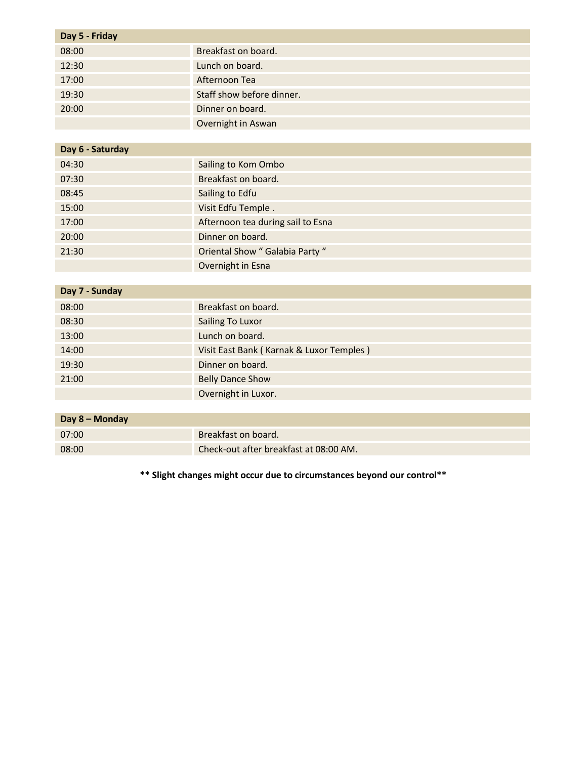| Day 5 - Friday | |
| --- | --- |
| 08:00 | Breakfast on board. |
| 12:30 | Lunch on board. |
| 17:00 | Afternoon Tea |
| 19:30 | Staff show before dinner. |
| 20:00 | Dinner on board. |
| | Overnight in Aswan |

| Day 6 - Saturday | |
| --- | --- |
| 04:30 | Sailing to Kom Ombo |
| 07:30 | Breakfast on board. |
| 08:45 | Sailing to Edfu |
| 15:00 | Visit Edfu Temple . |
| 17:00 | Afternoon tea during sail to Esna |
| 20:00 | Dinner on board. |
| 21:30 | Oriental Show " Galabia Party " |
| | Overnight in Esna |

| Day 7 - Sunday | |
| --- | --- |
| 08:00 | Breakfast on board. |
| 08:30 | Sailing To Luxor |
| 13:00 | Lunch on board. |
| 14:00 | Visit East Bank ( Karnak & Luxor Temples ) |
| 19:30 | Dinner on board. |
| 21:00 | Belly Dance Show |
| | Overnight in Luxor. |

| Day 8 – Monday | |
| --- | --- |
| 07:00 | Breakfast on board. |
| 08:00 | Check-out after breakfast at 08:00 AM. |

**** Slight changes might occur due to circumstances beyond our control****